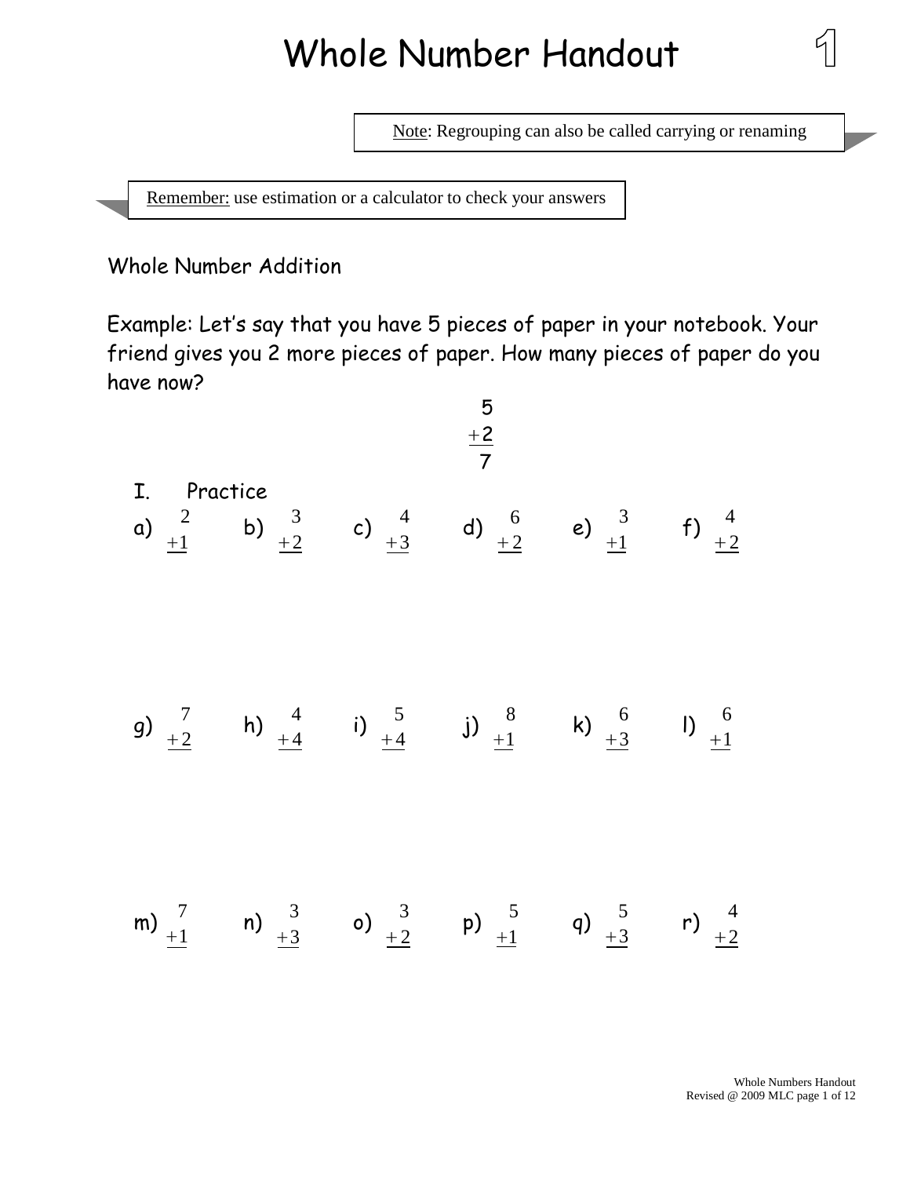# Whole Number Handout

**1**

> Note: Regrouping can also be called carrying or renaming

> Remember: use estimation or a calculator to check your answers

## Whole Number Addition

Example: Let's say that you have 5 pieces of paper in your notebook. Your friend gives you 2 more pieces of paper. How many pieces of paper do you have now?

$$\begin{array}{r} 5 \\ +2 \\ \hline 7 \end{array}$$

### I. Practice

a) $\begin{array}{r} 2 \\ +1 \\ \hline \end{array}$ b) $\begin{array}{r} 3 \\ +2 \\ \hline \end{array}$ c) $\begin{array}{r} 4 \\ +3 \\ \hline \end{array}$ d) $\begin{array}{r} 6 \\ +2 \\ \hline \end{array}$ e) $\begin{array}{r} 3 \\ +1 \\ \hline \end{array}$ f) $\begin{array}{r} 4 \\ +2 \\ \hline \end{array}$

g) $\begin{array}{r} 7 \\ +2 \\ \hline \end{array}$ h) $\begin{array}{r} 4 \\ +4 \\ \hline \end{array}$ i) $\begin{array}{r} 5 \\ +4 \\ \hline \end{array}$ j) $\begin{array}{r} 8 \\ +1 \\ \hline \end{array}$ k) $\begin{array}{r} 6 \\ +3 \\ \hline \end{array}$ l) $\begin{array}{r} 6 \\ +1 \\ \hline \end{array}$

m) $\begin{array}{r} 7 \\ +1 \\ \hline \end{array}$ n) $\begin{array}{r} 3 \\ +3 \\ \hline \end{array}$ o) $\begin{array}{r} 3 \\ +2 \\ \hline \end{array}$ p) $\begin{array}{r} 5 \\ +1 \\ \hline \end{array}$ q) $\begin{array}{r} 5 \\ +3 \\ \hline \end{array}$ r) $\begin{array}{r} 4 \\ +2 \\ \hline \end{array}$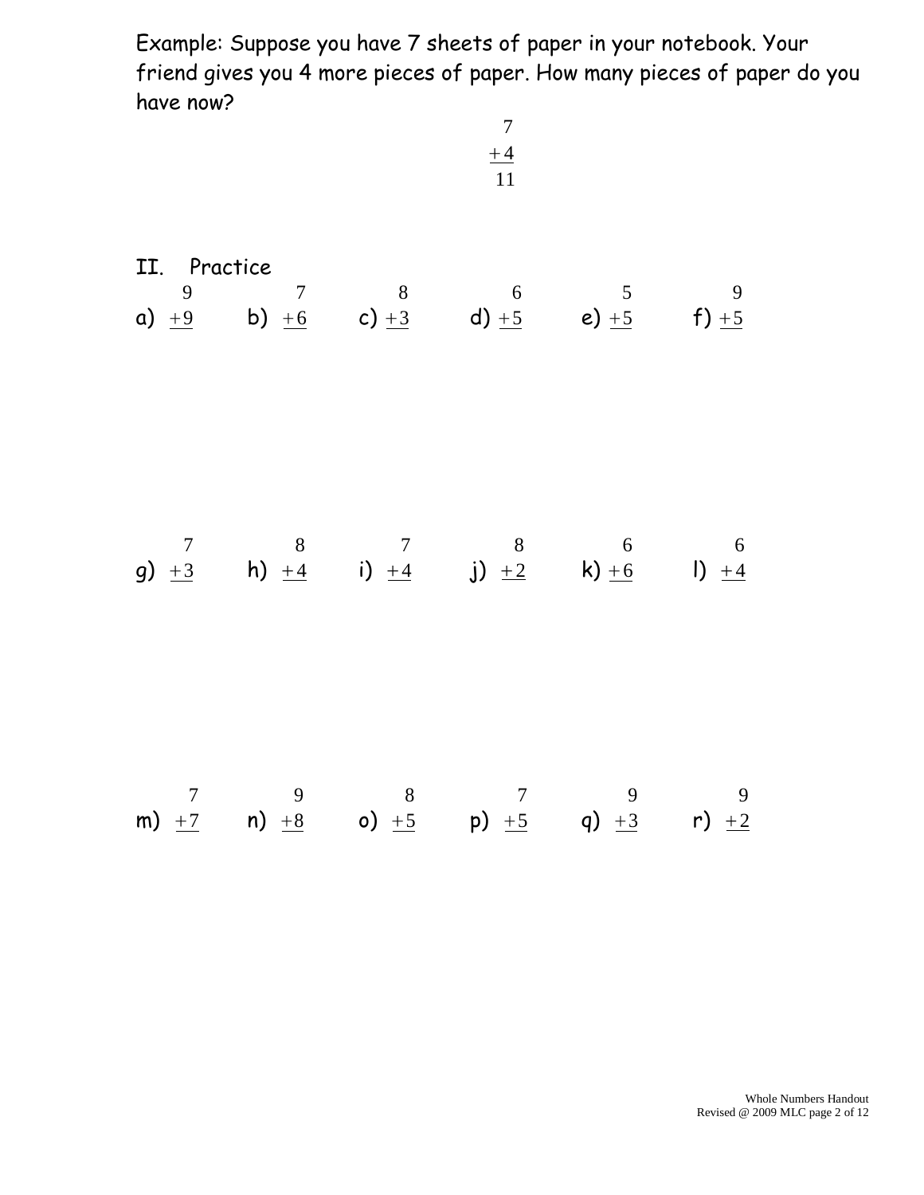Example: Suppose you have 7 sheets of paper in your notebook. Your friend gives you 4 more pieces of paper. How many pieces of paper do you have now?

$$\begin{array}{r} 7 \\ \underline{+4} \\ 11 \end{array}$$

## II. Practice

a) $\begin{array}{r} 9 \\ \underline{+9} \end{array}$ b) $\begin{array}{r} 7 \\ \underline{+6} \end{array}$ c) $\begin{array}{r} 8 \\ \underline{+3} \end{array}$ d) $\begin{array}{r} 6 \\ \underline{+5} \end{array}$ e) $\begin{array}{r} 5 \\ \underline{+5} \end{array}$ f) $\begin{array}{r} 9 \\ \underline{+5} \end{array}$

g) $\begin{array}{r} 7 \\ \underline{+3} \end{array}$ h) $\begin{array}{r} 8 \\ \underline{+4} \end{array}$ i) $\begin{array}{r} 7 \\ \underline{+4} \end{array}$ j) $\begin{array}{r} 8 \\ \underline{+2} \end{array}$ k) $\begin{array}{r} 6 \\ \underline{+6} \end{array}$ l) $\begin{array}{r} 6 \\ \underline{+4} \end{array}$

m) $\begin{array}{r} 7 \\ \underline{+7} \end{array}$ n) $\begin{array}{r} 9 \\ \underline{+8} \end{array}$ o) $\begin{array}{r} 8 \\ \underline{+5} \end{array}$ p) $\begin{array}{r} 7 \\ \underline{+5} \end{array}$ q) $\begin{array}{r} 9 \\ \underline{+3} \end{array}$ r) $\begin{array}{r} 9 \\ \underline{+2} \end{array}$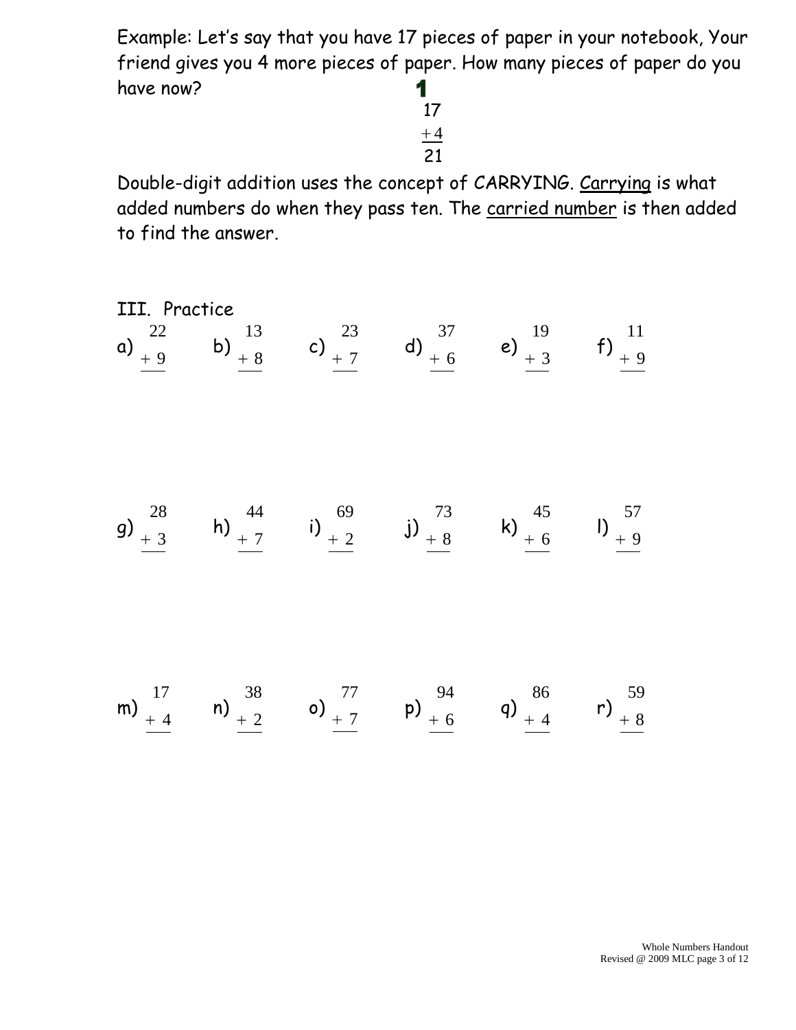Example: Let's say that you have 17 pieces of paper in your notebook, Your friend gives you 4 more pieces of paper. How many pieces of paper do you have now?

$$\begin{array}{r} {}^{1}\phantom{7} \\ 17 \\ +4 \\ \hline 21 \end{array}$$

Double-digit addition uses the concept of CARRYING. <u>Carrying</u> is what added numbers do when they pass ten. The <u>carried number</u> is then added to find the answer.

III. Practice

a) $\begin{array}{r} 22 \\ +\ 9 \\ \hline \end{array}$ b) $\begin{array}{r} 13 \\ +\ 8 \\ \hline \end{array}$ c) $\begin{array}{r} 23 \\ +\ 7 \\ \hline \end{array}$ d) $\begin{array}{r} 37 \\ +\ 6 \\ \hline \end{array}$ e) $\begin{array}{r} 19 \\ +\ 3 \\ \hline \end{array}$ f) $\begin{array}{r} 11 \\ +\ 9 \\ \hline \end{array}$

g) $\begin{array}{r} 28 \\ +\ 3 \\ \hline \end{array}$ h) $\begin{array}{r} 44 \\ +\ 7 \\ \hline \end{array}$ i) $\begin{array}{r} 69 \\ +\ 2 \\ \hline \end{array}$ j) $\begin{array}{r} 73 \\ +\ 8 \\ \hline \end{array}$ k) $\begin{array}{r} 45 \\ +\ 6 \\ \hline \end{array}$ l) $\begin{array}{r} 57 \\ +\ 9 \\ \hline \end{array}$

m) $\begin{array}{r} 17 \\ +\ 4 \\ \hline \end{array}$ n) $\begin{array}{r} 38 \\ +\ 2 \\ \hline \end{array}$ o) $\begin{array}{r} 77 \\ +\ 7 \\ \hline \end{array}$ p) $\begin{array}{r} 94 \\ +\ 6 \\ \hline \end{array}$ q) $\begin{array}{r} 86 \\ +\ 4 \\ \hline \end{array}$ r) $\begin{array}{r} 59 \\ +\ 8 \\ \hline \end{array}$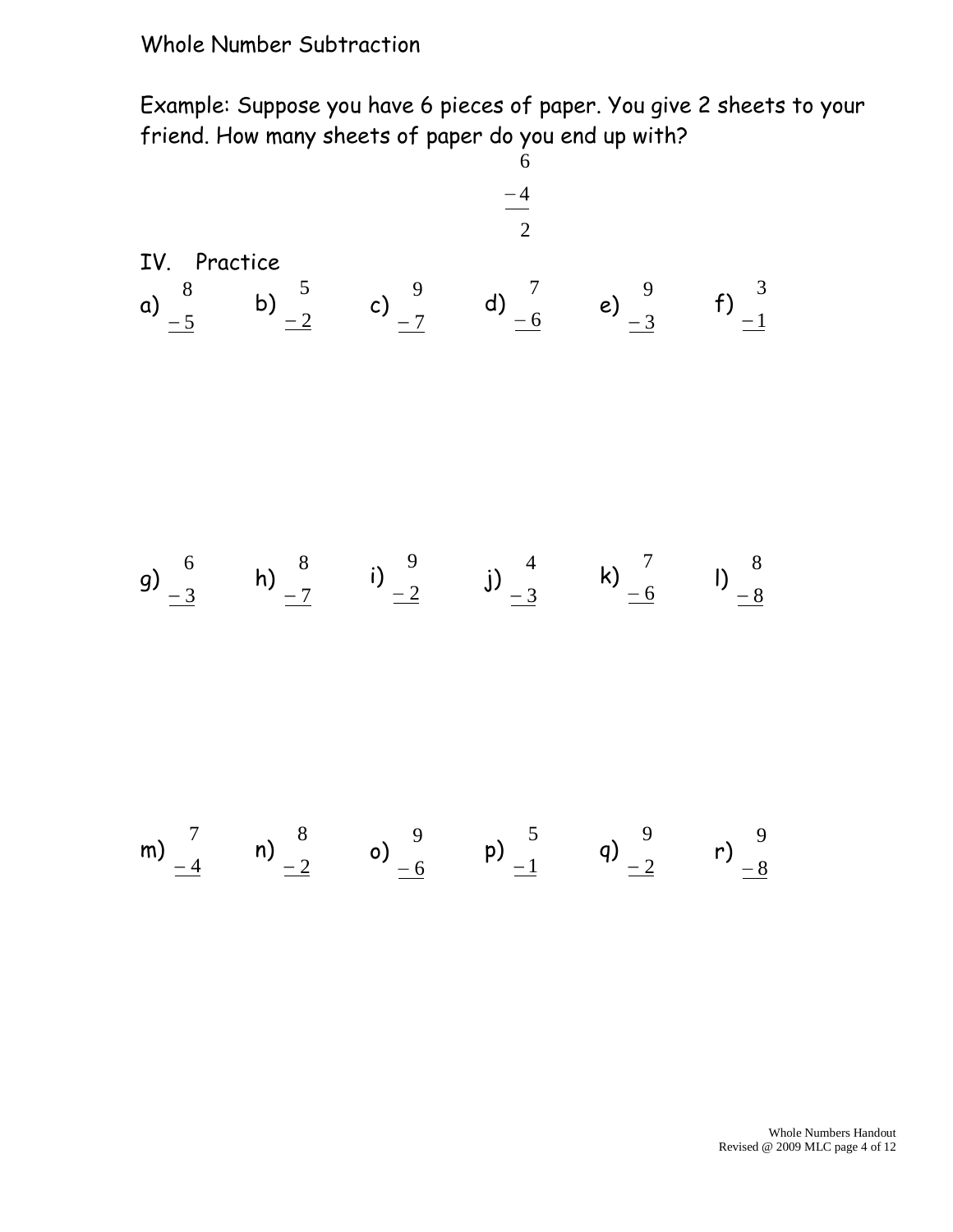Whole Number Subtraction

Example: Suppose you have 6 pieces of paper. You give 2 sheets to your friend. How many sheets of paper do you end up with?

$$\begin{array}{r} 6 \\ -4 \\ \hline 2 \end{array}$$

IV. Practice

a) $\begin{array}{r} 8 \\ -5 \\ \hline \end{array}$ b) $\begin{array}{r} 5 \\ -2 \\ \hline \end{array}$ c) $\begin{array}{r} 9 \\ -7 \\ \hline \end{array}$ d) $\begin{array}{r} 7 \\ -6 \\ \hline \end{array}$ e) $\begin{array}{r} 9 \\ -3 \\ \hline \end{array}$ f) $\begin{array}{r} 3 \\ -1 \\ \hline \end{array}$

g) $\begin{array}{r} 6 \\ -3 \\ \hline \end{array}$ h) $\begin{array}{r} 8 \\ -7 \\ \hline \end{array}$ i) $\begin{array}{r} 9 \\ -2 \\ \hline \end{array}$ j) $\begin{array}{r} 4 \\ -3 \\ \hline \end{array}$ k) $\begin{array}{r} 7 \\ -6 \\ \hline \end{array}$ l) $\begin{array}{r} 8 \\ -8 \\ \hline \end{array}$

m) $\begin{array}{r} 7 \\ -4 \\ \hline \end{array}$ n) $\begin{array}{r} 8 \\ -2 \\ \hline \end{array}$ o) $\begin{array}{r} 9 \\ -6 \\ \hline \end{array}$ p) $\begin{array}{r} 5 \\ -1 \\ \hline \end{array}$ q) $\begin{array}{r} 9 \\ -2 \\ \hline \end{array}$ r) $\begin{array}{r} 9 \\ -8 \\ \hline \end{array}$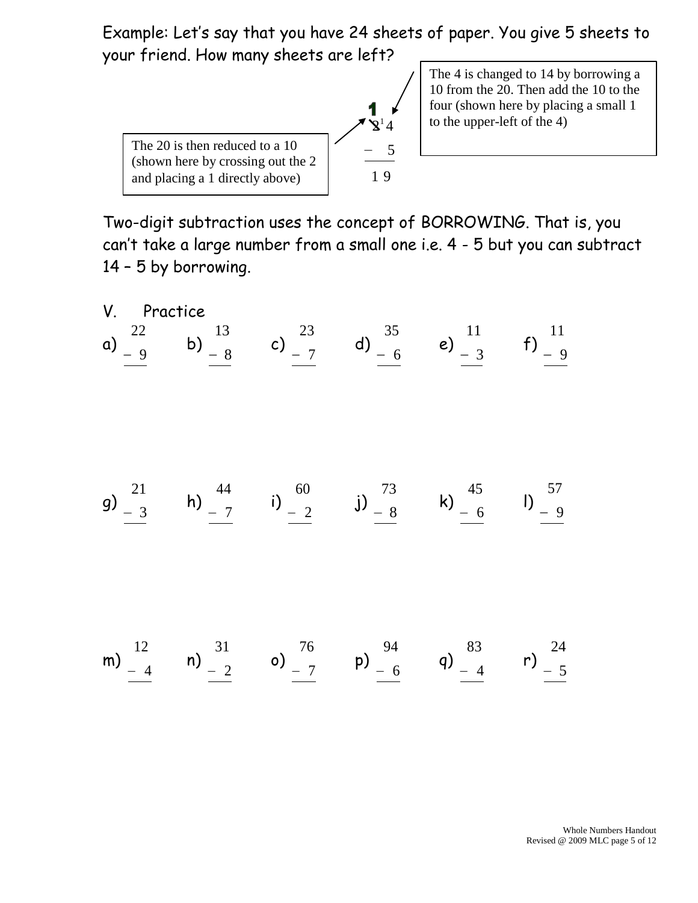Example: Let's say that you have 24 sheets of paper. You give 5 sheets to your friend. How many sheets are left?

$$\begin{array}{r} \overset{1}{\cancel{2}}\,{}^{1}4 \\ -\ \ 5 \\ \hline 1\,9 \end{array}$$

The 4 is changed to 14 by borrowing a 10 from the 20. Then add the 10 to the four (shown here by placing a small 1 to the upper-left of the 4)

The 20 is then reduced to a 10 (shown here by crossing out the 2 and placing a 1 directly above)

Two-digit subtraction uses the concept of BORROWING. That is, you can't take a large number from a small one i.e. 4 - 5 but you can subtract 14 – 5 by borrowing.

## V. Practice

a) $\begin{array}{r} 22 \\ -\ 9 \\ \hline \end{array}$ b) $\begin{array}{r} 13 \\ -\ 8 \\ \hline \end{array}$ c) $\begin{array}{r} 23 \\ -\ 7 \\ \hline \end{array}$ d) $\begin{array}{r} 35 \\ -\ 6 \\ \hline \end{array}$ e) $\begin{array}{r} 11 \\ -\ 3 \\ \hline \end{array}$ f) $\begin{array}{r} 11 \\ -\ 9 \\ \hline \end{array}$

g) $\begin{array}{r} 21 \\ -\ 3 \\ \hline \end{array}$ h) $\begin{array}{r} 44 \\ -\ 7 \\ \hline \end{array}$ i) $\begin{array}{r} 60 \\ -\ 2 \\ \hline \end{array}$ j) $\begin{array}{r} 73 \\ -\ 8 \\ \hline \end{array}$ k) $\begin{array}{r} 45 \\ -\ 6 \\ \hline \end{array}$ l) $\begin{array}{r} 57 \\ -\ 9 \\ \hline \end{array}$

m) $\begin{array}{r} 12 \\ -\ 4 \\ \hline \end{array}$ n) $\begin{array}{r} 31 \\ -\ 2 \\ \hline \end{array}$ o) $\begin{array}{r} 76 \\ -\ 7 \\ \hline \end{array}$ p) $\begin{array}{r} 94 \\ -\ 6 \\ \hline \end{array}$ q) $\begin{array}{r} 83 \\ -\ 4 \\ \hline \end{array}$ r) $\begin{array}{r} 24 \\ -\ 5 \\ \hline \end{array}$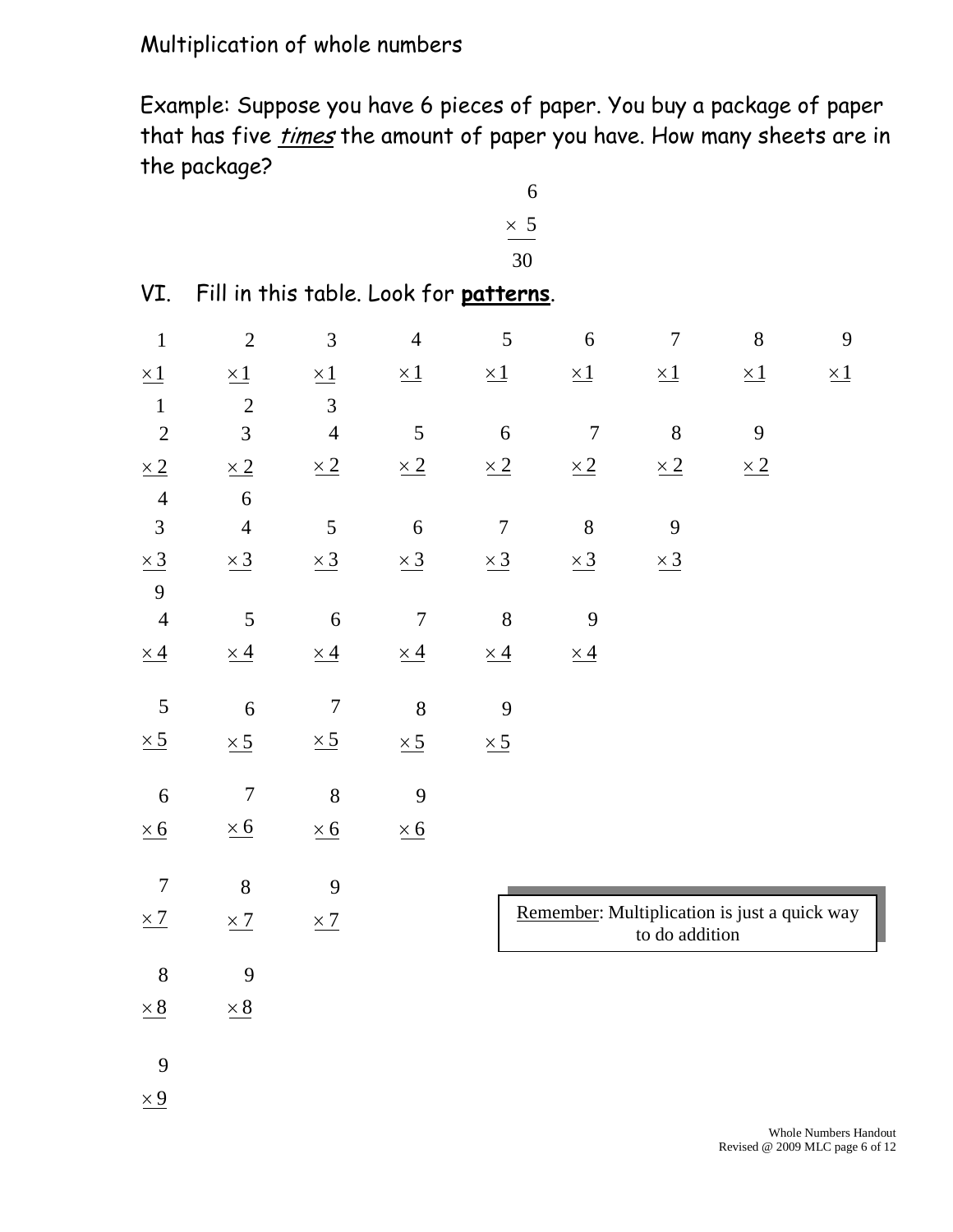Multiplication of whole numbers

Example: Suppose you have 6 pieces of paper. You buy a package of paper that has five *times* the amount of paper you have. How many sheets are in the package?

$$\begin{array}{r} 6 \\ \times\ 5 \\ \hline 30 \end{array}$$

VI. Fill in this table. Look for **patterns**.

$\begin{array}{r} 1 \\ \times 1 \\ \hline 1 \end{array}$ $\begin{array}{r} 2 \\ \times 1 \\ \hline 2 \end{array}$ $\begin{array}{r} 3 \\ \times 1 \\ \hline 3 \end{array}$ $\begin{array}{r} 4 \\ \times 1 \\ \hline \end{array}$ $\begin{array}{r} 5 \\ \times 1 \\ \hline \end{array}$ $\begin{array}{r} 6 \\ \times 1 \\ \hline \end{array}$ $\begin{array}{r} 7 \\ \times 1 \\ \hline \end{array}$ $\begin{array}{r} 8 \\ \times 1 \\ \hline \end{array}$ $\begin{array}{r} 9 \\ \times 1 \\ \hline \end{array}$

$\begin{array}{r} 2 \\ \times 2 \\ \hline 4 \end{array}$ $\begin{array}{r} 3 \\ \times 2 \\ \hline 6 \end{array}$ $\begin{array}{r} 4 \\ \times 2 \\ \hline \end{array}$ $\begin{array}{r} 5 \\ \times 2 \\ \hline \end{array}$ $\begin{array}{r} 6 \\ \times 2 \\ \hline \end{array}$ $\begin{array}{r} 7 \\ \times 2 \\ \hline \end{array}$ $\begin{array}{r} 8 \\ \times 2 \\ \hline \end{array}$ $\begin{array}{r} 9 \\ \times 2 \\ \hline \end{array}$

$\begin{array}{r} 3 \\ \times 3 \\ \hline 9 \end{array}$ $\begin{array}{r} 4 \\ \times 3 \\ \hline \end{array}$ $\begin{array}{r} 5 \\ \times 3 \\ \hline \end{array}$ $\begin{array}{r} 6 \\ \times 3 \\ \hline \end{array}$ $\begin{array}{r} 7 \\ \times 3 \\ \hline \end{array}$ $\begin{array}{r} 8 \\ \times 3 \\ \hline \end{array}$ $\begin{array}{r} 9 \\ \times 3 \\ \hline \end{array}$

$\begin{array}{r} 4 \\ \times 4 \\ \hline \end{array}$ $\begin{array}{r} 5 \\ \times 4 \\ \hline \end{array}$ $\begin{array}{r} 6 \\ \times 4 \\ \hline \end{array}$ $\begin{array}{r} 7 \\ \times 4 \\ \hline \end{array}$ $\begin{array}{r} 8 \\ \times 4 \\ \hline \end{array}$ $\begin{array}{r} 9 \\ \times 4 \\ \hline \end{array}$

$\begin{array}{r} 5 \\ \times 5 \\ \hline \end{array}$ $\begin{array}{r} 6 \\ \times 5 \\ \hline \end{array}$ $\begin{array}{r} 7 \\ \times 5 \\ \hline \end{array}$ $\begin{array}{r} 8 \\ \times 5 \\ \hline \end{array}$ $\begin{array}{r} 9 \\ \times 5 \\ \hline \end{array}$

$\begin{array}{r} 6 \\ \times 6 \\ \hline \end{array}$ $\begin{array}{r} 7 \\ \times 6 \\ \hline \end{array}$ $\begin{array}{r} 8 \\ \times 6 \\ \hline \end{array}$ $\begin{array}{r} 9 \\ \times 6 \\ \hline \end{array}$

$\begin{array}{r} 7 \\ \times 7 \\ \hline \end{array}$ $\begin{array}{r} 8 \\ \times 7 \\ \hline \end{array}$ $\begin{array}{r} 9 \\ \times 7 \\ \hline \end{array}$

$\begin{array}{r} 8 \\ \times 8 \\ \hline \end{array}$ $\begin{array}{r} 9 \\ \times 8 \\ \hline \end{array}$

$\begin{array}{r} 9 \\ \times 9 \\ \hline \end{array}$

> Remember: Multiplication is just a quick way to do addition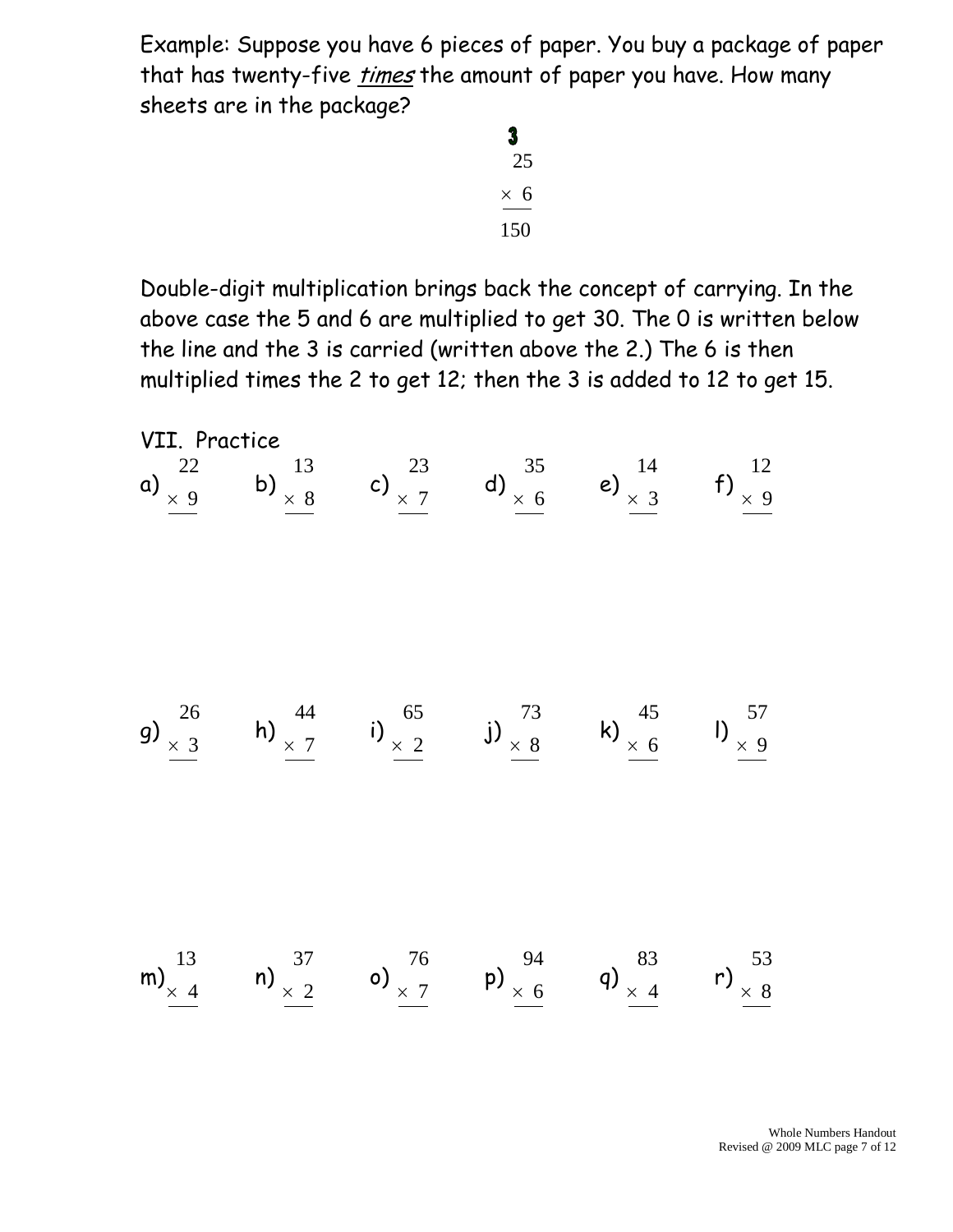Example: Suppose you have 6 pieces of paper. You buy a package of paper that has twenty-five *times* the amount of paper you have. How many sheets are in the package?

$$\begin{array}{r} {}^{3} \\ 25 \\ \times\ 6 \\ \hline 150 \end{array}$$

Double-digit multiplication brings back the concept of carrying. In the above case the 5 and 6 are multiplied to get 30. The 0 is written below the line and the 3 is carried (written above the 2.) The 6 is then multiplied times the 2 to get 12; then the 3 is added to 12 to get 15.

## VII. Practice

a) $\begin{array}{r} 22 \\ \times\ 9 \\ \hline \end{array}$ b) $\begin{array}{r} 13 \\ \times\ 8 \\ \hline \end{array}$ c) $\begin{array}{r} 23 \\ \times\ 7 \\ \hline \end{array}$ d) $\begin{array}{r} 35 \\ \times\ 6 \\ \hline \end{array}$ e) $\begin{array}{r} 14 \\ \times\ 3 \\ \hline \end{array}$ f) $\begin{array}{r} 12 \\ \times\ 9 \\ \hline \end{array}$

g) $\begin{array}{r} 26 \\ \times\ 3 \\ \hline \end{array}$ h) $\begin{array}{r} 44 \\ \times\ 7 \\ \hline \end{array}$ i) $\begin{array}{r} 65 \\ \times\ 2 \\ \hline \end{array}$ j) $\begin{array}{r} 73 \\ \times\ 8 \\ \hline \end{array}$ k) $\begin{array}{r} 45 \\ \times\ 6 \\ \hline \end{array}$ l) $\begin{array}{r} 57 \\ \times\ 9 \\ \hline \end{array}$

m) $\begin{array}{r} 13 \\ \times\ 4 \\ \hline \end{array}$ n) $\begin{array}{r} 37 \\ \times\ 2 \\ \hline \end{array}$ o) $\begin{array}{r} 76 \\ \times\ 7 \\ \hline \end{array}$ p) $\begin{array}{r} 94 \\ \times\ 6 \\ \hline \end{array}$ q) $\begin{array}{r} 83 \\ \times\ 4 \\ \hline \end{array}$ r) $\begin{array}{r} 53 \\ \times\ 8 \\ \hline \end{array}$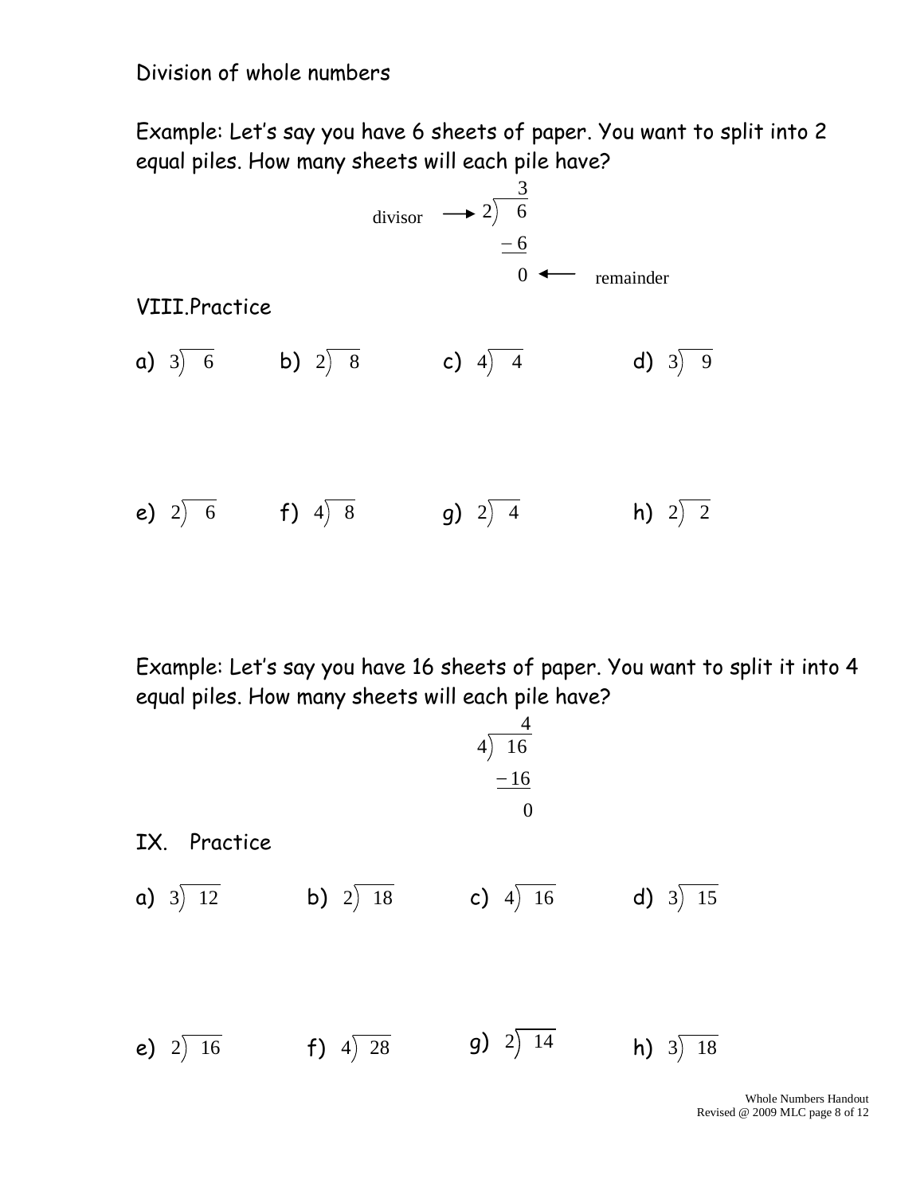Division of whole numbers

Example: Let's say you have 6 sheets of paper. You want to split into 2 equal piles. How many sheets will each pile have?

$$\text{divisor} \rightarrow 2\overline{\smash{)}\ 6}^{\ 3}$$

$$\begin{array}{r} -6 \\ \hline 0 \end{array} \leftarrow \text{remainder}$$

VIII.Practice

a) $3\overline{\smash{)}\ 6}$ b) $2\overline{\smash{)}\ 8}$ c) $4\overline{\smash{)}\ 4}$ d) $3\overline{\smash{)}\ 9}$

e) $2\overline{\smash{)}\ 6}$ f) $4\overline{\smash{)}\ 8}$ g) $2\overline{\smash{)}\ 4}$ h) $2\overline{\smash{)}\ 2}$

Example: Let's say you have 16 sheets of paper. You want to split it into 4 equal piles. How many sheets will each pile have?

$$4\overline{\smash{)}\ 16}^{\ 4}$$

$$\begin{array}{r} -16 \\ \hline 0 \end{array}$$

IX. Practice

a) $3\overline{\smash{)}\ 12}$ b) $2\overline{\smash{)}\ 18}$ c) $4\overline{\smash{)}\ 16}$ d) $3\overline{\smash{)}\ 15}$

e) $2\overline{\smash{)}\ 16}$ f) $4\overline{\smash{)}\ 28}$ g) $2\overline{\smash{)}\ 14}$ h) $3\overline{\smash{)}\ 18}$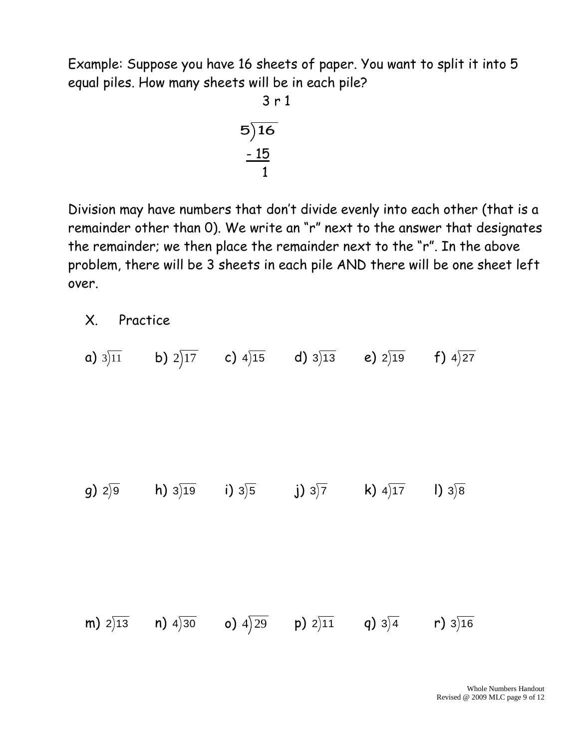Example: Suppose you have 16 sheets of paper. You want to split it into 5 equal piles. How many sheets will be in each pile?

$$\begin{array}{r} 3 \text{ r } 1 \\ 5\overline{)16} \\ \underline{-15} \\ 1 \end{array}$$

Division may have numbers that don't divide evenly into each other (that is a remainder other than 0). We write an "r" next to the answer that designates the remainder; we then place the remainder next to the "r". In the above problem, there will be 3 sheets in each pile AND there will be one sheet left over.

X. Practice

a) $3\overline{)11}$ b) $2\overline{)17}$ c) $4\overline{)15}$ d) $3\overline{)13}$ e) $2\overline{)19}$ f) $4\overline{)27}$

g) $2\overline{)9}$ h) $3\overline{)19}$ i) $3\overline{)5}$ j) $3\overline{)7}$ k) $4\overline{)17}$ l) $3\overline{)8}$

m) $2\overline{)13}$ n) $4\overline{)30}$ o) $4\overline{)29}$ p) $2\overline{)11}$ q) $3\overline{)4}$ r) $3\overline{)16}$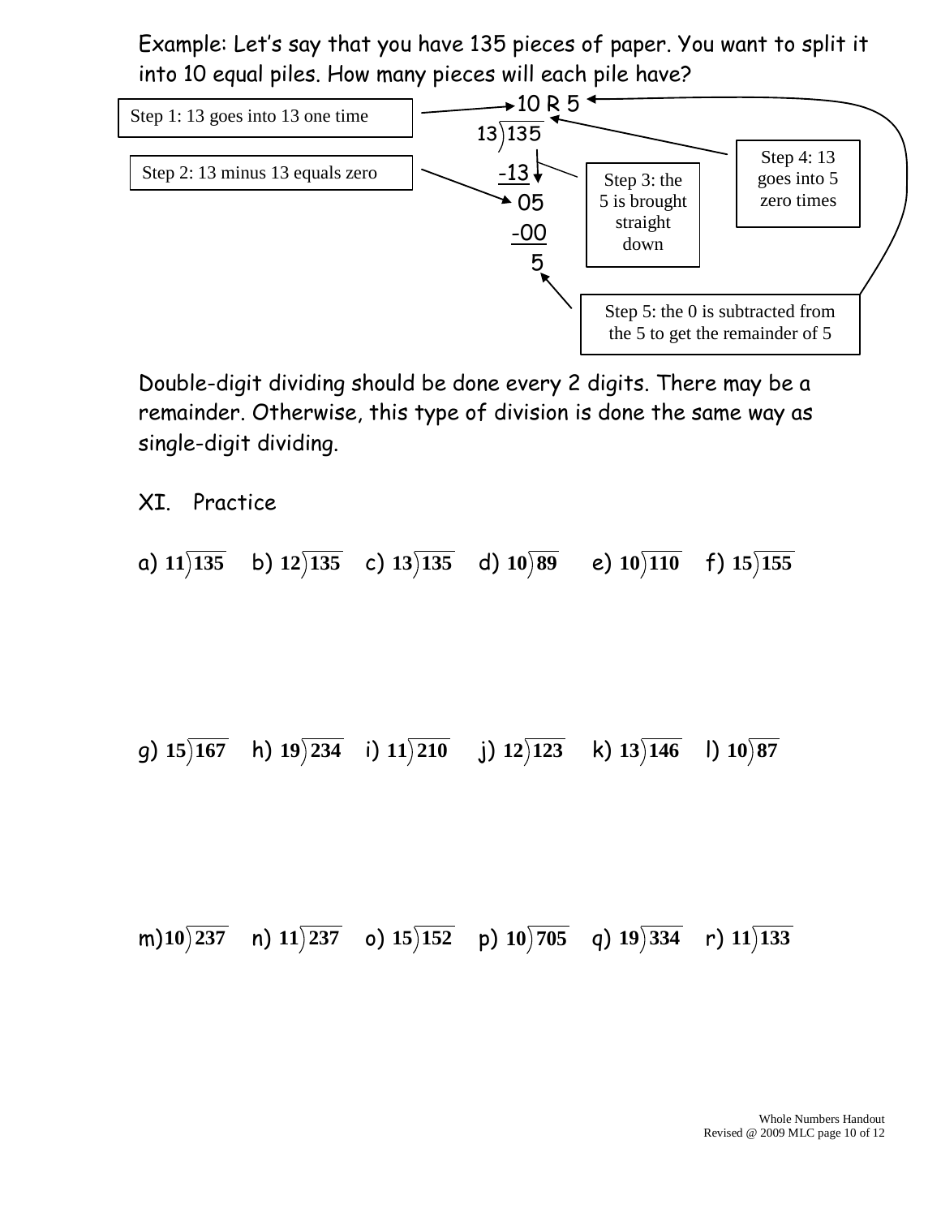Example: Let's say that you have 135 pieces of paper. You want to split it into 10 equal piles. How many pieces will each pile have?

```
     10 R 5
13)135
  -13
    05
   -00
     5
```

- Step 1: 13 goes into 13 one time
- Step 2: 13 minus 13 equals zero
- Step 3: the 5 is brought straight down
- Step 4: 13 goes into 5 zero times
- Step 5: the 0 is subtracted from the 5 to get the remainder of 5

Double-digit dividing should be done every 2 digits. There may be a remainder. Otherwise, this type of division is done the same way as single-digit dividing.

## XI. Practice

a) $11\overline{)135}$ b) $12\overline{)135}$ c) $13\overline{)135}$ d) $10\overline{)89}$ e) $10\overline{)110}$ f) $15\overline{)155}$

g) $15\overline{)167}$ h) $19\overline{)234}$ i) $11\overline{)210}$ j) $12\overline{)123}$ k) $13\overline{)146}$ l) $10\overline{)87}$

m) $10\overline{)237}$ n) $11\overline{)237}$ o) $15\overline{)152}$ p) $10\overline{)705}$ q) $19\overline{)334}$ r) $11\overline{)133}$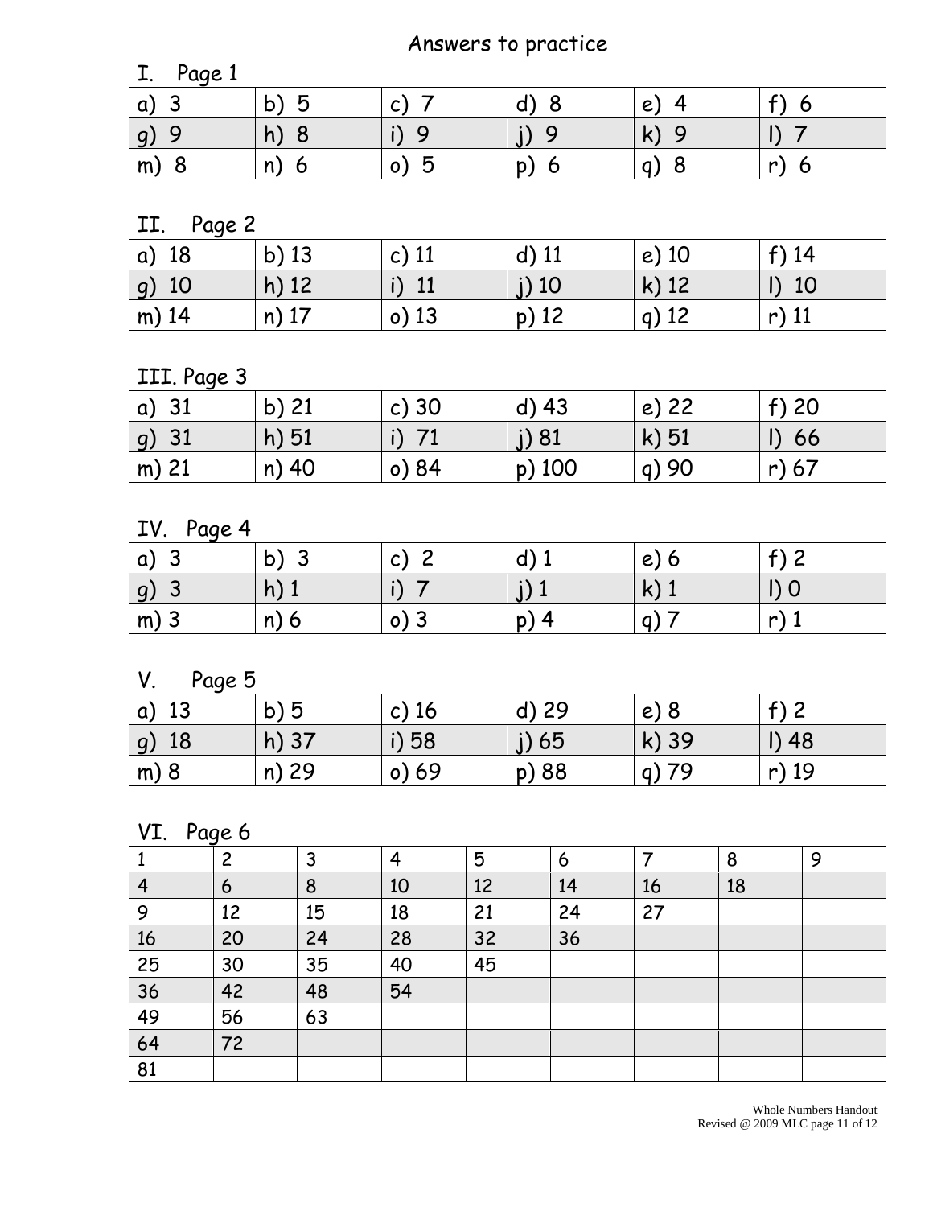# Answers to practice

## I. Page 1

| | | | | | |
|---|---|---|---|---|---|
| a) 3 | b) 5 | c) 7 | d) 8 | e) 4 | f) 6 |
| g) 9 | h) 8 | i) 9 | j) 9 | k) 9 | l) 7 |
| m) 8 | n) 6 | o) 5 | p) 6 | q) 8 | r) 6 |

## II. Page 2

| | | | | | |
|---|---|---|---|---|---|
| a) 18 | b) 13 | c) 11 | d) 11 | e) 10 | f) 14 |
| g) 10 | h) 12 | i) 11 | j) 10 | k) 12 | l) 10 |
| m) 14 | n) 17 | o) 13 | p) 12 | q) 12 | r) 11 |

## III. Page 3

| | | | | | |
|---|---|---|---|---|---|
| a) 31 | b) 21 | c) 30 | d) 43 | e) 22 | f) 20 |
| g) 31 | h) 51 | i) 71 | j) 81 | k) 51 | l) 66 |
| m) 21 | n) 40 | o) 84 | p) 100 | q) 90 | r) 67 |

## IV. Page 4

| | | | | | |
|---|---|---|---|---|---|
| a) 3 | b) 3 | c) 2 | d) 1 | e) 6 | f) 2 |
| g) 3 | h) 1 | i) 7 | j) 1 | k) 1 | l) 0 |
| m) 3 | n) 6 | o) 3 | p) 4 | q) 7 | r) 1 |

## V. Page 5

| | | | | | |
|---|---|---|---|---|---|
| a) 13 | b) 5 | c) 16 | d) 29 | e) 8 | f) 2 |
| g) 18 | h) 37 | i) 58 | j) 65 | k) 39 | l) 48 |
| m) 8 | n) 29 | o) 69 | p) 88 | q) 79 | r) 19 |

## VI. Page 6

| 1 | 2 | 3 | 4 | 5 | 6 | 7 | 8 | 9 |
|---|---|---|---|---|---|---|---|---|
| 4 | 6 | 8 | 10 | 12 | 14 | 16 | 18 | |
| 9 | 12 | 15 | 18 | 21 | 24 | 27 | | |
| 16 | 20 | 24 | 28 | 32 | 36 | | | |
| 25 | 30 | 35 | 40 | 45 | | | | |
| 36 | 42 | 48 | 54 | | | | | |
| 49 | 56 | 63 | | | | | | |
| 64 | 72 | | | | | | | |
| 81 | | | | | | | | |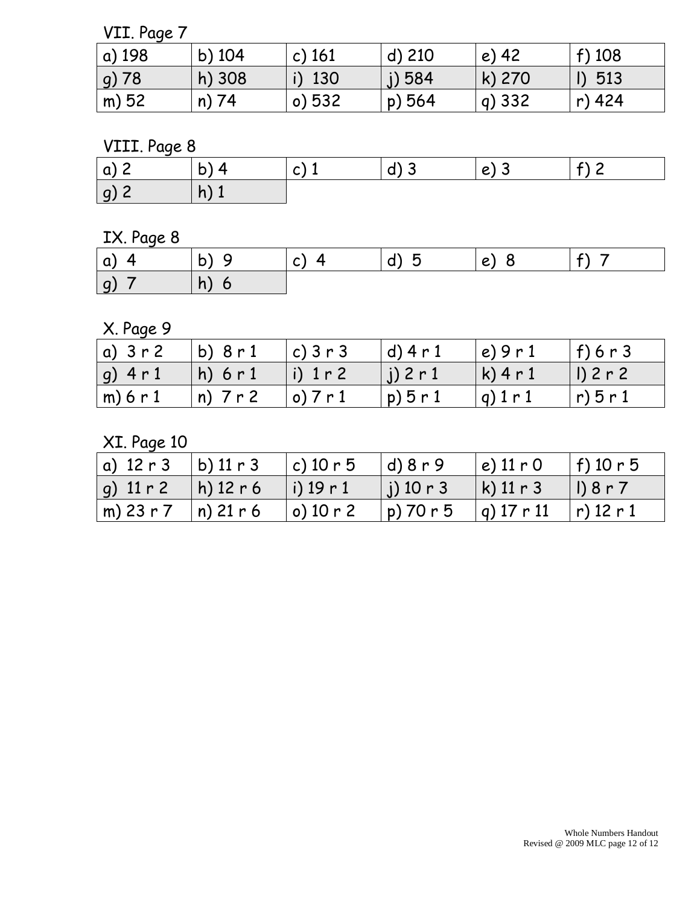VII. Page 7

| | | | | | |
|---|---|---|---|---|---|
| a) 198 | b) 104 | c) 161 | d) 210 | e) 42 | f) 108 |
| g) 78 | h) 308 | i) 130 | j) 584 | k) 270 | l) 513 |
| m) 52 | n) 74 | o) 532 | p) 564 | q) 332 | r) 424 |

VIII. Page 8

| | | | | | |
|---|---|---|---|---|---|
| a) 2 | b) 4 | c) 1 | d) 3 | e) 3 | f) 2 |
| g) 2 | h) 1 | | | | |

IX. Page 8

| | | | | | |
|---|---|---|---|---|---|
| a) 4 | b) 9 | c) 4 | d) 5 | e) 8 | f) 7 |
| g) 7 | h) 6 | | | | |

X. Page 9

| | | | | | |
|---|---|---|---|---|---|
| a) 3 r 2 | b) 8 r 1 | c) 3 r 3 | d) 4 r 1 | e) 9 r 1 | f) 6 r 3 |
| g) 4 r 1 | h) 6 r 1 | i) 1 r 2 | j) 2 r 1 | k) 4 r 1 | l) 2 r 2 |
| m) 6 r 1 | n) 7 r 2 | o) 7 r 1 | p) 5 r 1 | q) 1 r 1 | r) 5 r 1 |

XI. Page 10

| | | | | | |
|---|---|---|---|---|---|
| a) 12 r 3 | b) 11 r 3 | c) 10 r 5 | d) 8 r 9 | e) 11 r 0 | f) 10 r 5 |
| g) 11 r 2 | h) 12 r 6 | i) 19 r 1 | j) 10 r 3 | k) 11 r 3 | l) 8 r 7 |
| m) 23 r 7 | n) 21 r 6 | o) 10 r 2 | p) 70 r 5 | q) 17 r 11 | r) 12 r 1 |